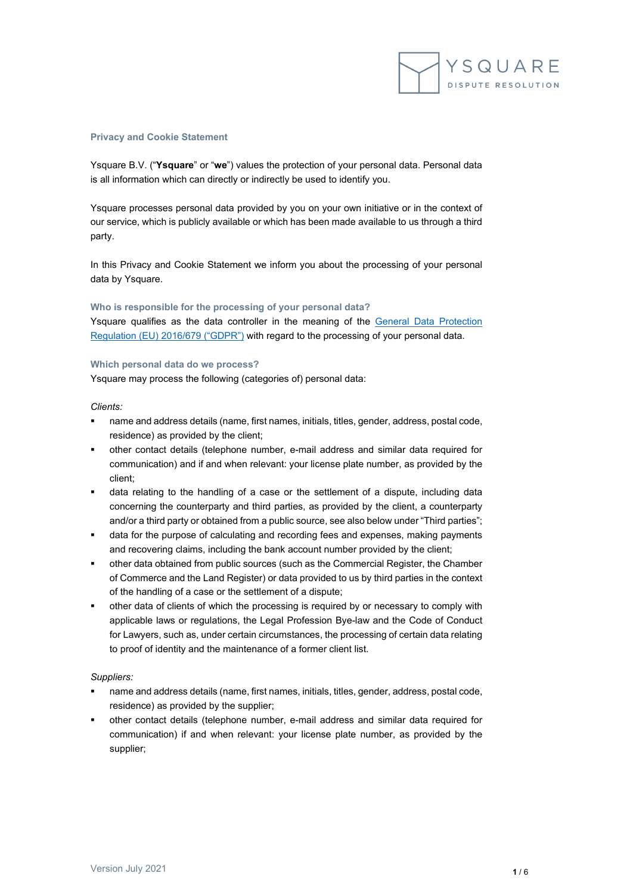## Privacy and Cookie Statement

Ysquare B.V. ("**Ysquare**" or "**we**") values the protection of your personal data. Personal data is all information which can directly or indirectly be used to identify you.

Ysquare processes personal data provided by you on your own initiative or in the context of our service, which is publicly available or which has been made available to us through a third party.

In this Privacy and Cookie Statement we inform you about the processing of your personal data by Ysquare.

### Who is responsible for the processing of your personal data?

Ysquare qualifies as the data controller in the meaning of the General Data Protection Regulation (EU) 2016/679 ("GDPR") with regard to the processing of your personal data.

### Which personal data do we process?

Ysquare may process the following (categories of) personal data:

*Clients:*

- name and address details (name, first names, initials, titles, gender, address, postal code, residence) as provided by the client;
- other contact details (telephone number, e-mail address and similar data required for communication) and if and when relevant: your license plate number, as provided by the client;
- data relating to the handling of a case or the settlement of a dispute, including data concerning the counterparty and third parties, as provided by the client, a counterparty and/or a third party or obtained from a public source, see also below under "Third parties";
- data for the purpose of calculating and recording fees and expenses, making payments and recovering claims, including the bank account number provided by the client;
- other data obtained from public sources (such as the Commercial Register, the Chamber of Commerce and the Land Register) or data provided to us by third parties in the context of the handling of a case or the settlement of a dispute;
- other data of clients of which the processing is required by or necessary to comply with applicable laws or regulations, the Legal Profession Bye-law and the Code of Conduct for Lawyers, such as, under certain circumstances, the processing of certain data relating to proof of identity and the maintenance of a former client list.

*Suppliers:*

- name and address details (name, first names, initials, titles, gender, address, postal code, residence) as provided by the supplier;
- other contact details (telephone number, e-mail address and similar data required for communication) if and when relevant: your license plate number, as provided by the supplier;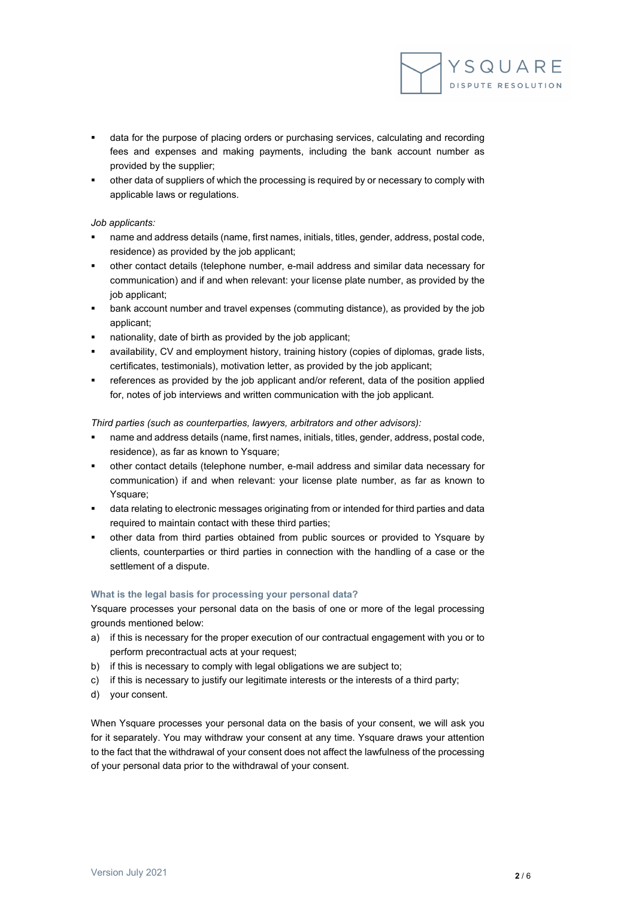- data for the purpose of placing orders or purchasing services, calculating and recording fees and expenses and making payments, including the bank account number as provided by the supplier;
- other data of suppliers of which the processing is required by or necessary to comply with applicable laws or regulations.

*Job applicants:*

- name and address details (name, first names, initials, titles, gender, address, postal code, residence) as provided by the job applicant;
- other contact details (telephone number, e-mail address and similar data necessary for communication) and if and when relevant: your license plate number, as provided by the job applicant;
- bank account number and travel expenses (commuting distance), as provided by the job applicant;
- nationality, date of birth as provided by the job applicant;
- availability, CV and employment history, training history (copies of diplomas, grade lists, certificates, testimonials), motivation letter, as provided by the job applicant;
- references as provided by the job applicant and/or referent, data of the position applied for, notes of job interviews and written communication with the job applicant.

*Third parties (such as counterparties, lawyers, arbitrators and other advisors):*

- name and address details (name, first names, initials, titles, gender, address, postal code, residence), as far as known to Ysquare;
- other contact details (telephone number, e-mail address and similar data necessary for communication) if and when relevant: your license plate number, as far as known to Ysquare;
- data relating to electronic messages originating from or intended for third parties and data required to maintain contact with these third parties;
- other data from third parties obtained from public sources or provided to Ysquare by clients, counterparties or third parties in connection with the handling of a case or the settlement of a dispute.

### What is the legal basis for processing your personal data?

Ysquare processes your personal data on the basis of one or more of the legal processing grounds mentioned below:

a) if this is necessary for the proper execution of our contractual engagement with you or to perform precontractual acts at your request;
b) if this is necessary to comply with legal obligations we are subject to;
c) if this is necessary to justify our legitimate interests or the interests of a third party;
d) your consent.

When Ysquare processes your personal data on the basis of your consent, we will ask you for it separately. You may withdraw your consent at any time. Ysquare draws your attention to the fact that the withdrawal of your consent does not affect the lawfulness of the processing of your personal data prior to the withdrawal of your consent.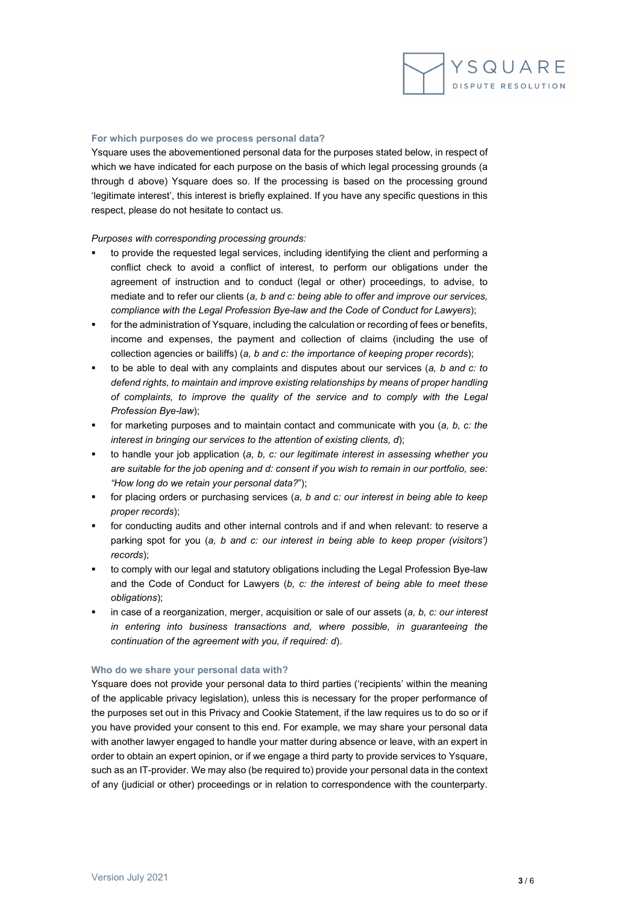### For which purposes do we process personal data?

Ysquare uses the abovementioned personal data for the purposes stated below, in respect of which we have indicated for each purpose on the basis of which legal processing grounds (a through d above) Ysquare does so. If the processing is based on the processing ground 'legitimate interest', this interest is briefly explained. If you have any specific questions in this respect, please do not hesitate to contact us.

*Purposes with corresponding processing grounds:*

- to provide the requested legal services, including identifying the client and performing a conflict check to avoid a conflict of interest, to perform our obligations under the agreement of instruction and to conduct (legal or other) proceedings, to advise, to mediate and to refer our clients (*a, b and c: being able to offer and improve our services, compliance with the Legal Profession Bye-law and the Code of Conduct for Lawyers*);
- for the administration of Ysquare, including the calculation or recording of fees or benefits, income and expenses, the payment and collection of claims (including the use of collection agencies or bailiffs) (*a, b and c: the importance of keeping proper records*);
- to be able to deal with any complaints and disputes about our services (*a, b and c: to defend rights, to maintain and improve existing relationships by means of proper handling of complaints, to improve the quality of the service and to comply with the Legal Profession Bye-law*);
- for marketing purposes and to maintain contact and communicate with you (*a, b, c: the interest in bringing our services to the attention of existing clients, d*);
- to handle your job application (*a, b, c: our legitimate interest in assessing whether you are suitable for the job opening and d: consent if you wish to remain in our portfolio, see: "How long do we retain your personal data?"*);
- for placing orders or purchasing services (*a, b and c: our interest in being able to keep proper records*);
- for conducting audits and other internal controls and if and when relevant: to reserve a parking spot for you (*a, b and c: our interest in being able to keep proper (visitors') records*);
- to comply with our legal and statutory obligations including the Legal Profession Bye-law and the Code of Conduct for Lawyers (*b, c: the interest of being able to meet these obligations*);
- in case of a reorganization, merger, acquisition or sale of our assets (*a, b, c: our interest in entering into business transactions and, where possible, in guaranteeing the continuation of the agreement with you, if required: d*).

### Who do we share your personal data with?

Ysquare does not provide your personal data to third parties ('recipients' within the meaning of the applicable privacy legislation), unless this is necessary for the proper performance of the purposes set out in this Privacy and Cookie Statement, if the law requires us to do so or if you have provided your consent to this end. For example, we may share your personal data with another lawyer engaged to handle your matter during absence or leave, with an expert in order to obtain an expert opinion, or if we engage a third party to provide services to Ysquare, such as an IT-provider. We may also (be required to) provide your personal data in the context of any (judicial or other) proceedings or in relation to correspondence with the counterparty.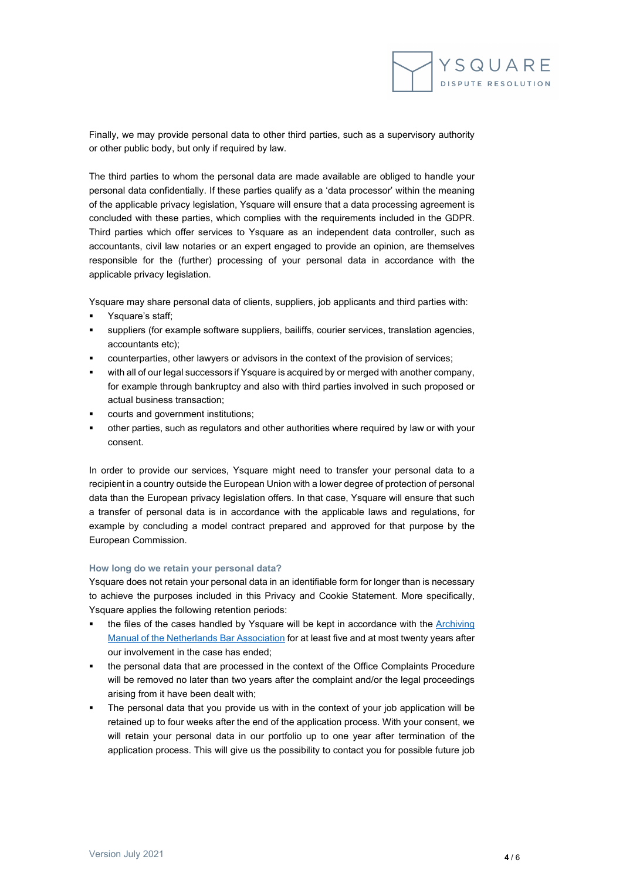Finally, we may provide personal data to other third parties, such as a supervisory authority or other public body, but only if required by law.

The third parties to whom the personal data are made available are obliged to handle your personal data confidentially. If these parties qualify as a 'data processor' within the meaning of the applicable privacy legislation, Ysquare will ensure that a data processing agreement is concluded with these parties, which complies with the requirements included in the GDPR. Third parties which offer services to Ysquare as an independent data controller, such as accountants, civil law notaries or an expert engaged to provide an opinion, are themselves responsible for the (further) processing of your personal data in accordance with the applicable privacy legislation.

Ysquare may share personal data of clients, suppliers, job applicants and third parties with:

- Ysquare's staff;
- suppliers (for example software suppliers, bailiffs, courier services, translation agencies, accountants etc);
- counterparties, other lawyers or advisors in the context of the provision of services;
- with all of our legal successors if Ysquare is acquired by or merged with another company, for example through bankruptcy and also with third parties involved in such proposed or actual business transaction;
- courts and government institutions;
- other parties, such as regulators and other authorities where required by law or with your consent.

In order to provide our services, Ysquare might need to transfer your personal data to a recipient in a country outside the European Union with a lower degree of protection of personal data than the European privacy legislation offers. In that case, Ysquare will ensure that such a transfer of personal data is in accordance with the applicable laws and regulations, for example by concluding a model contract prepared and approved for that purpose by the European Commission.

### How long do we retain your personal data?

Ysquare does not retain your personal data in an identifiable form for longer than is necessary to achieve the purposes included in this Privacy and Cookie Statement. More specifically, Ysquare applies the following retention periods:

- the files of the cases handled by Ysquare will be kept in accordance with the Archiving Manual of the Netherlands Bar Association for at least five and at most twenty years after our involvement in the case has ended;
- the personal data that are processed in the context of the Office Complaints Procedure will be removed no later than two years after the complaint and/or the legal proceedings arising from it have been dealt with;
- The personal data that you provide us with in the context of your job application will be retained up to four weeks after the end of the application process. With your consent, we will retain your personal data in our portfolio up to one year after termination of the application process. This will give us the possibility to contact you for possible future job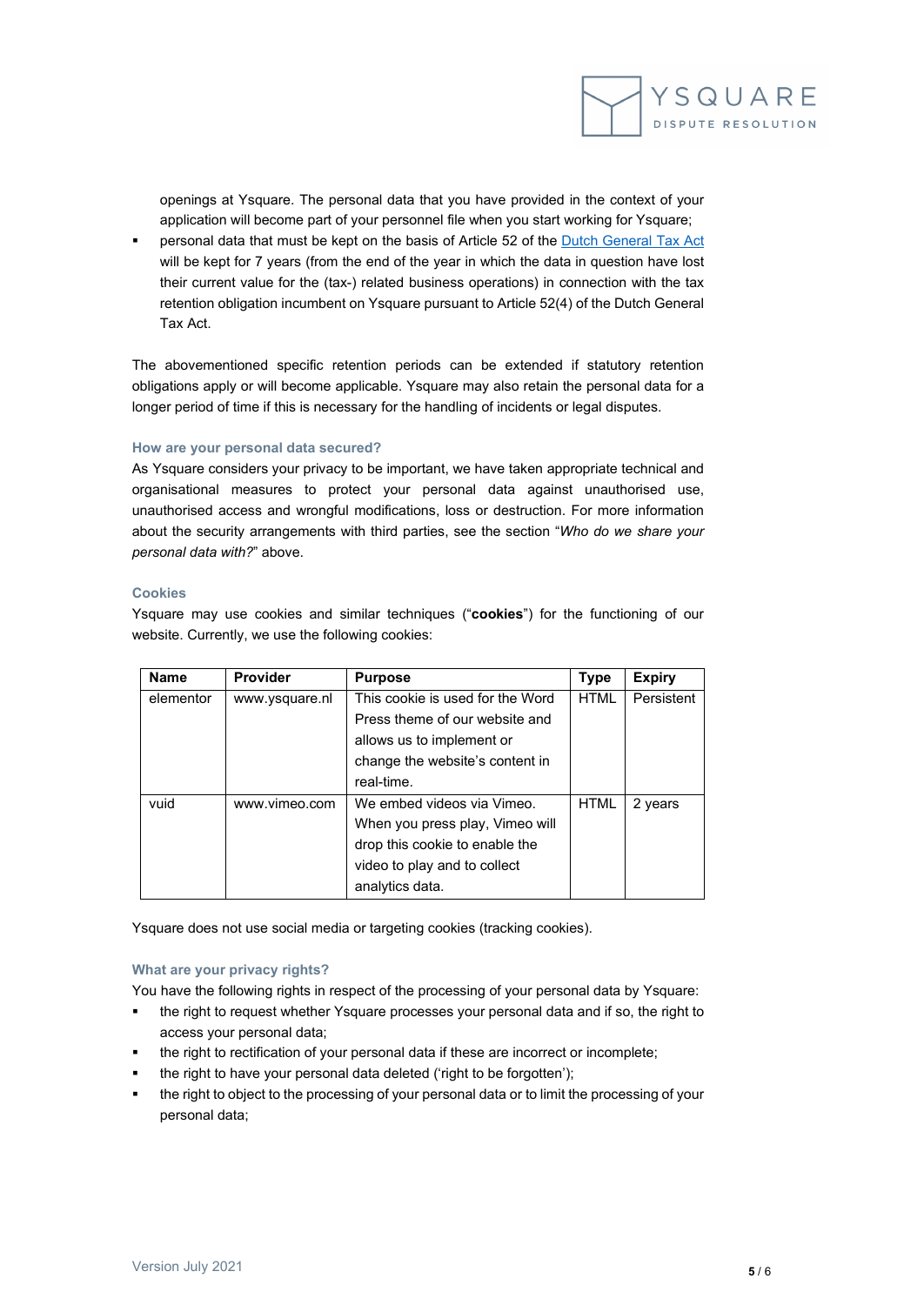openings at Ysquare. The personal data that you have provided in the context of your application will become part of your personnel file when you start working for Ysquare;

- personal data that must be kept on the basis of Article 52 of the [Dutch General Tax Act](#) will be kept for 7 years (from the end of the year in which the data in question have lost their current value for the (tax-) related business operations) in connection with the tax retention obligation incumbent on Ysquare pursuant to Article 52(4) of the Dutch General Tax Act.

The abovementioned specific retention periods can be extended if statutory retention obligations apply or will become applicable. Ysquare may also retain the personal data for a longer period of time if this is necessary for the handling of incidents or legal disputes.

### How are your personal data secured?

As Ysquare considers your privacy to be important, we have taken appropriate technical and organisational measures to protect your personal data against unauthorised use, unauthorised access and wrongful modifications, loss or destruction. For more information about the security arrangements with third parties, see the section "*Who do we share your personal data with?*" above.

### Cookies

Ysquare may use cookies and similar techniques ("**cookies**") for the functioning of our website. Currently, we use the following cookies:

| Name | Provider | Purpose | Type | Expiry |
|---|---|---|---|---|
| elementor | www.ysquare.nl | This cookie is used for the Word Press theme of our website and allows us to implement or change the website's content in real-time. | HTML | Persistent |
| vuid | www.vimeo.com | We embed videos via Vimeo. When you press play, Vimeo will drop this cookie to enable the video to play and to collect analytics data. | HTML | 2 years |

Ysquare does not use social media or targeting cookies (tracking cookies).

### What are your privacy rights?

You have the following rights in respect of the processing of your personal data by Ysquare:

- the right to request whether Ysquare processes your personal data and if so, the right to access your personal data;
- the right to rectification of your personal data if these are incorrect or incomplete;
- the right to have your personal data deleted ('right to be forgotten');
- the right to object to the processing of your personal data or to limit the processing of your personal data;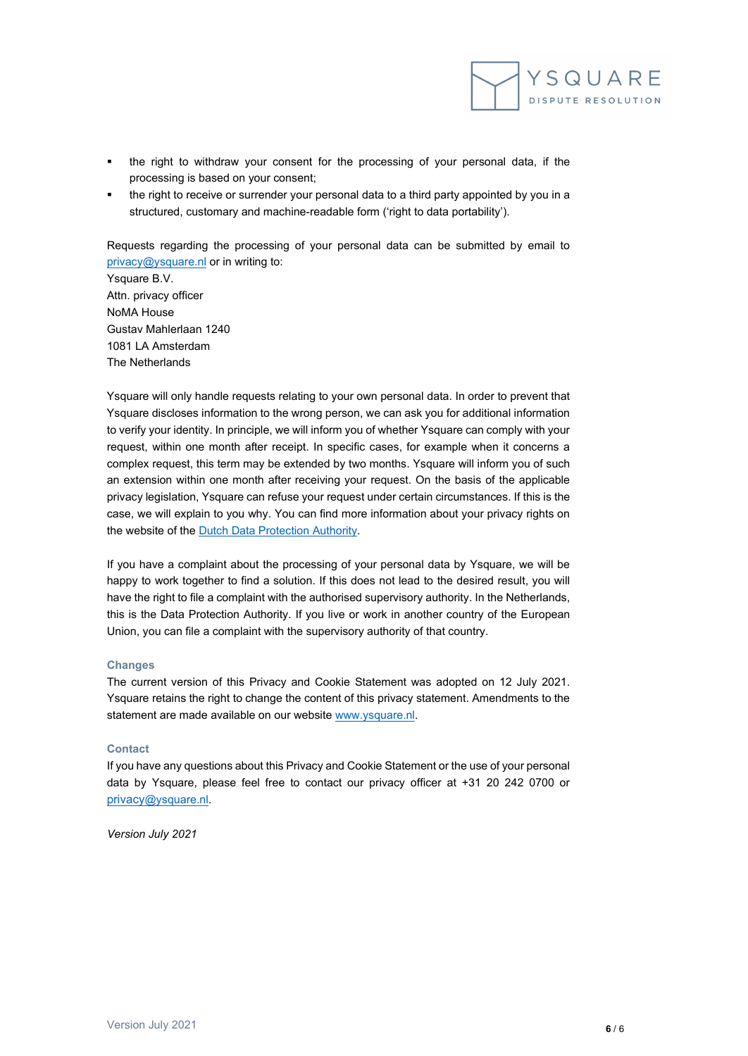- the right to withdraw your consent for the processing of your personal data, if the processing is based on your consent;
- the right to receive or surrender your personal data to a third party appointed by you in a structured, customary and machine-readable form ('right to data portability').

Requests regarding the processing of your personal data can be submitted by email to privacy@ysquare.nl or in writing to:
Ysquare B.V.
Attn. privacy officer
NoMA House
Gustav Mahlerlaan 1240
1081 LA Amsterdam
The Netherlands

Ysquare will only handle requests relating to your own personal data. In order to prevent that Ysquare discloses information to the wrong person, we can ask you for additional information to verify your identity. In principle, we will inform you of whether Ysquare can comply with your request, within one month after receipt. In specific cases, for example when it concerns a complex request, this term may be extended by two months. Ysquare will inform you of such an extension within one month after receiving your request. On the basis of the applicable privacy legislation, Ysquare can refuse your request under certain circumstances. If this is the case, we will explain to you why. You can find more information about your privacy rights on the website of the Dutch Data Protection Authority.

If you have a complaint about the processing of your personal data by Ysquare, we will be happy to work together to find a solution. If this does not lead to the desired result, you will have the right to file a complaint with the authorised supervisory authority. In the Netherlands, this is the Data Protection Authority. If you live or work in another country of the European Union, you can file a complaint with the supervisory authority of that country.

### Changes

The current version of this Privacy and Cookie Statement was adopted on 12 July 2021. Ysquare retains the right to change the content of this privacy statement. Amendments to the statement are made available on our website www.ysquare.nl.

### Contact

If you have any questions about this Privacy and Cookie Statement or the use of your personal data by Ysquare, please feel free to contact our privacy officer at +31 20 242 0700 or privacy@ysquare.nl.

*Version July 2021*